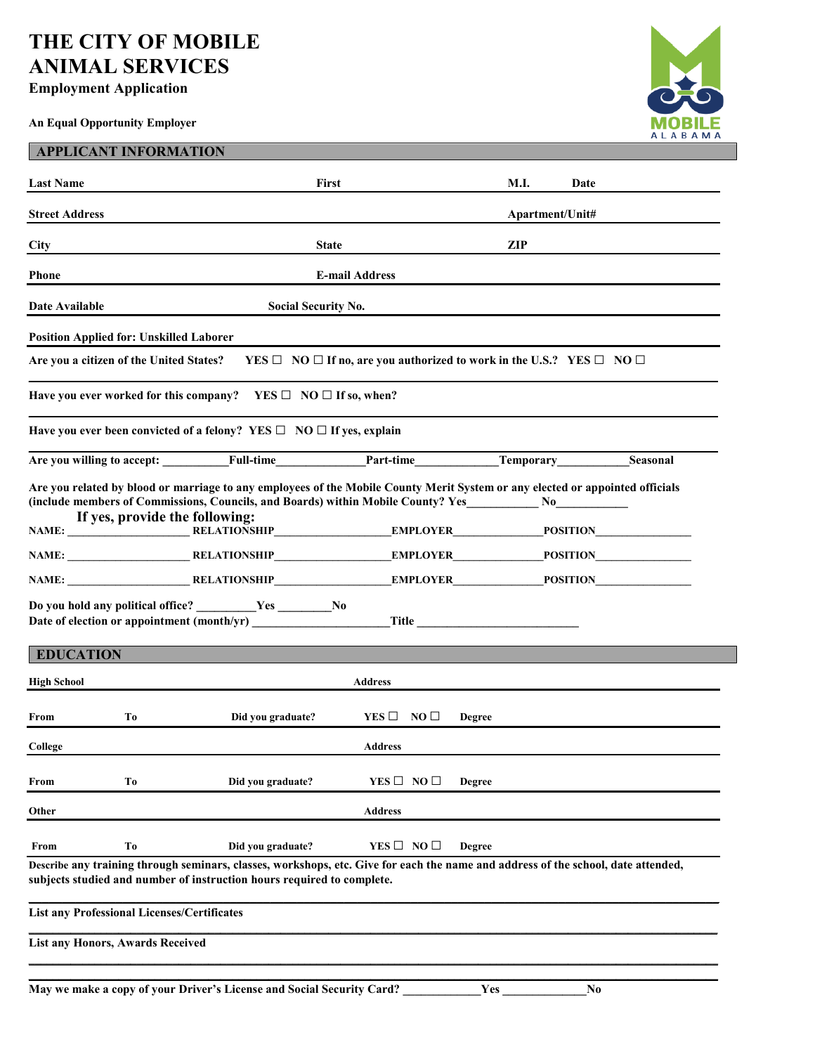# THE CITY OF MOBILE ANIMAL SERVICES

**Employment Application**

**An Equal Opportunity Employer**

## APPLICANT INFORMATION

**Last Name** **First** **M.I.** **Date**

**Street Address** **Apartment/Unit#**

**City** **State** **ZIP**

**Phone** **E-mail Address**

**Date Available** **Social Security No.**

**Position Applied for: Unskilled Laborer**

**Are you a citizen of the United States?** YES ☐ NO ☐ **If no, are you authorized to work in the U.S.?** YES ☐ NO ☐

**Have you ever worked for this company?** YES ☐ NO ☐ **If so, when?**

**Have you ever been convicted of a felony?** YES ☐ NO ☐ **If yes, explain**

**Are you willing to accept:** __________Full-time______________Part-time_____________Temporary___________Seasonal

**Are you related by blood or marriage to any employees of the Mobile County Merit System or any elected or appointed officials (include members of Commissions, Councils, and Boards) within Mobile County?** Yes___________ No___________

**If yes, provide the following:**

NAME: ____________________ RELATIONSHIP__________________ EMPLOYER______________ POSITION________________

NAME: ____________________ RELATIONSHIP__________________ EMPLOYER______________ POSITION________________

NAME: ____________________ RELATIONSHIP__________________ EMPLOYER______________ POSITION________________

**Do you hold any political office?** _________Yes ________No

**Date of election or appointment (month/yr)** ______________________ **Title** __________________________

## EDUCATION

**High School** **Address**

**From** **To** **Did you graduate?** YES ☐ NO ☐ **Degree**

**College** **Address**

**From** **To** **Did you graduate?** YES ☐ NO ☐ **Degree**

**Other** **Address**

**From** **To** **Did you graduate?** YES ☐ NO ☐ **Degree**

**Describe any training through seminars, classes, workshops, etc. Give for each the name and address of the school, date attended, subjects studied and number of instruction hours required to complete.**

**List any Professional Licenses/Certificates**

**List any Honors, Awards Received**

**May we make a copy of your Driver's License and Social Security Card?** ____________Yes _____________No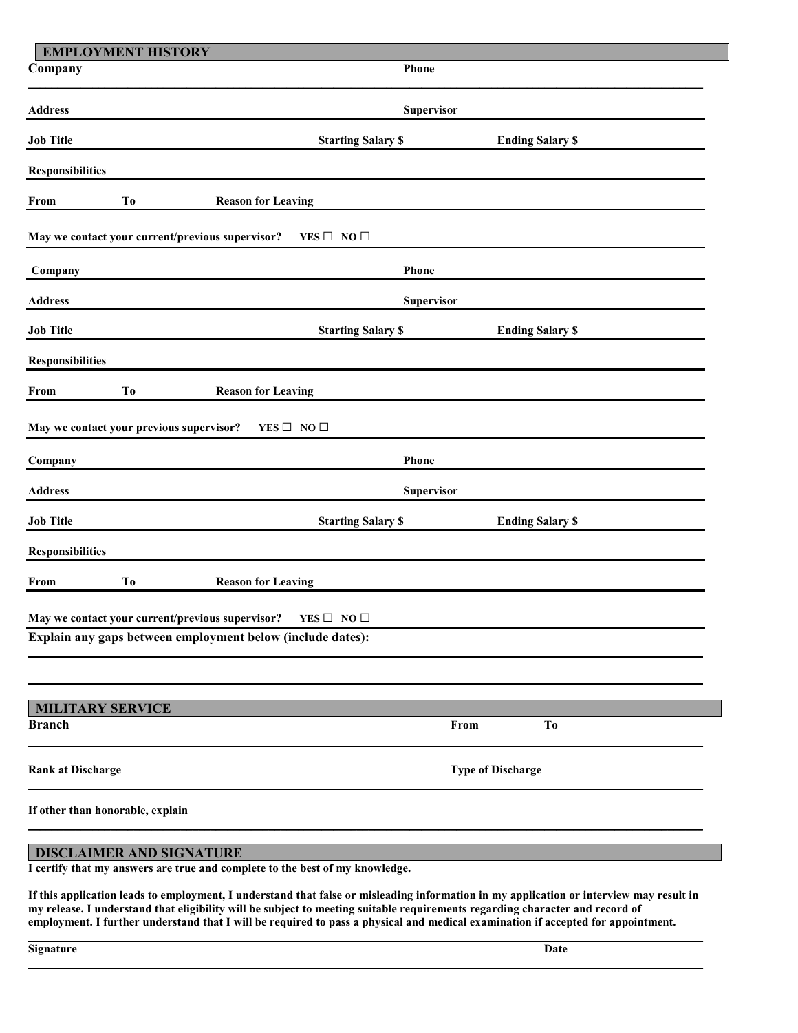## EMPLOYMENT HISTORY

**Company** **Phone**

**Address** **Supervisor**

**Job Title** **Starting Salary $** **Ending Salary $**

**Responsibilities**

**From** **To** **Reason for Leaving**

**May we contact your current/previous supervisor?** **YES ☐ NO ☐**

**Company** **Phone**

**Address** **Supervisor**

**Job Title** **Starting Salary $** **Ending Salary $**

**Responsibilities**

**From** **To** **Reason for Leaving**

**May we contact your previous supervisor?** **YES ☐ NO ☐**

**Company** **Phone**

**Address** **Supervisor**

**Job Title** **Starting Salary $** **Ending Salary $**

**Responsibilities**

**From** **To** **Reason for Leaving**

**May we contact your current/previous supervisor?** **YES ☐ NO ☐**

**Explain any gaps between employment below (include dates):**

## MILITARY SERVICE

**Branch** **From** **To**

**Rank at Discharge** **Type of Discharge**

**If other than honorable, explain**

## DISCLAIMER AND SIGNATURE

**I certify that my answers are true and complete to the best of my knowledge.**

**If this application leads to employment, I understand that false or misleading information in my application or interview may result in my release. I understand that eligibility will be subject to meeting suitable requirements regarding character and record of employment. I further understand that I will be required to pass a physical and medical examination if accepted for appointment.**

**Signature** **Date**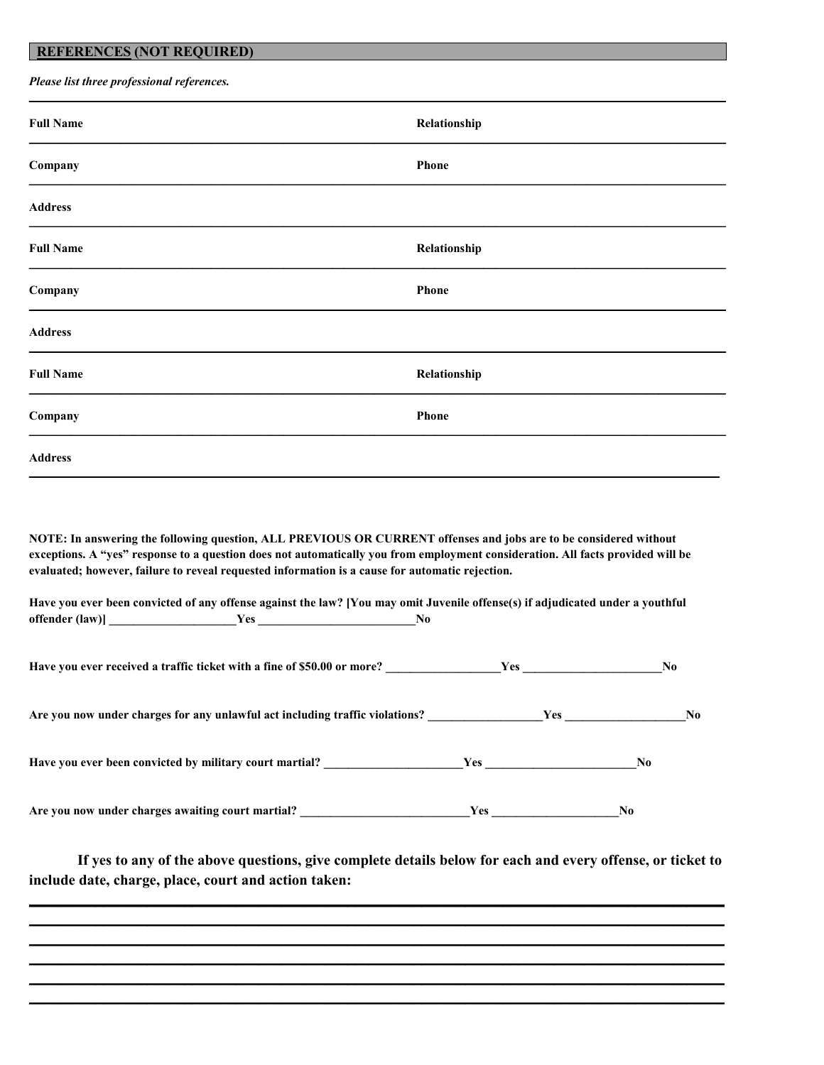## REFERENCES (NOT REQUIRED)

***Please list three professional references.***

**Full Name** **Relationship**

**Company** **Phone**

**Address**

**Full Name** **Relationship**

**Company** **Phone**

**Address**

**Full Name** **Relationship**

**Company** **Phone**

**Address**

**NOTE: In answering the following question, ALL PREVIOUS OR CURRENT offenses and jobs are to be considered without exceptions. A "yes" response to a question does not automatically you from employment consideration. All facts provided will be evaluated; however, failure to reveal requested information is a cause for automatic rejection.**

**Have you ever been convicted of any offense against the law? [You may omit Juvenile offense(s) if adjudicated under a youthful offender (law)] ______________________Yes ___________________________No**

**Have you ever received a traffic ticket with a fine of $50.00 or more? ____________________Yes _______________________No**

**Are you now under charges for any unlawful act including traffic violations? ___________________Yes ____________________No**

**Have you ever been convicted by military court martial? ________________________Yes _________________________No**

**Are you now under charges awaiting court martial? ____________________________Yes _____________________No**

**If yes to any of the above questions, give complete details below for each and every offense, or ticket to include date, charge, place, court and action taken:**

______________________________________________________________________________

______________________________________________________________________________

______________________________________________________________________________

______________________________________________________________________________

______________________________________________________________________________

______________________________________________________________________________